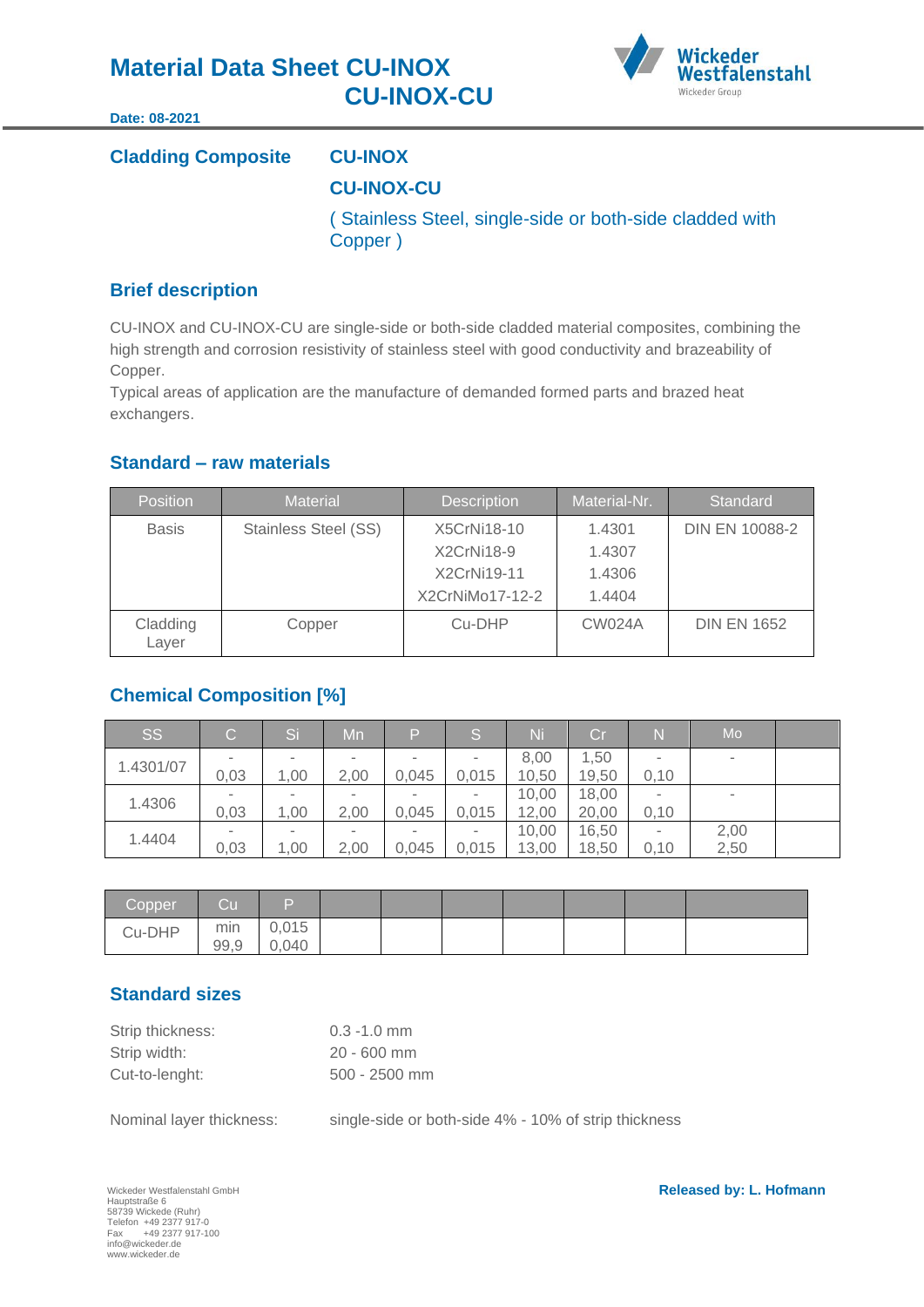# Material Data Sheet CU-INOX CU-INOX-CU

**Date: 08-2021**

## Cladding Composite

**CU-INOX**

**CU-INOX-CU**

( Stainless Steel, single-side or both-side cladded with Copper )

## Brief description

CU-INOX and CU-INOX-CU are single-side or both-side cladded material composites, combining the high strength and corrosion resistivity of stainless steel with good conductivity and brazeability of Copper.
Typical areas of application are the manufacture of demanded formed parts and brazed heat exchangers.

## Standard – raw materials

| Position | Material | Description | Material-Nr. | Standard |
|---|---|---|---|---|
| Basis | Stainless Steel (SS) | X5CrNi18-10<br>X2CrNi18-9<br>X2CrNi19-11<br>X2CrNiMo17-12-2 | 1.4301<br>1.4307<br>1.4306<br>1.4404 | DIN EN 10088-2 |
| Cladding Layer | Copper | Cu-DHP | CW024A | DIN EN 1652 |

## Chemical Composition [%]

| SS | C | Si | Mn | P | S | Ni | Cr | N | Mo | |
|---|---|---|---|---|---|---|---|---|---|---|
| 1.4301/07 | -<br>0,03 | -<br>1,00 | -<br>2,00 | -<br>0,045 | -<br>0,015 | 8,00<br>10,50 | 1,50<br>19,50 | -<br>0,10 | - | |
| 1.4306 | -<br>0,03 | -<br>1,00 | -<br>2,00 | -<br>0,045 | -<br>0,015 | 10,00<br>12,00 | 18,00<br>20,00 | -<br>0,10 | - | |
| 1.4404 | -<br>0,03 | -<br>1,00 | -<br>2,00 | -<br>0,045 | -<br>0,015 | 10,00<br>13,00 | 16,50<br>18,50 | -<br>0,10 | 2,00<br>2,50 | |

| Copper | Cu | P | | | | | | |
|---|---|---|---|---|---|---|---|---|
| Cu-DHP | min<br>99,9 | 0,015<br>0,040 | | | | | | |

## Standard sizes

Strip thickness: 0.3 -1.0 mm
Strip width: 20 - 600 mm
Cut-to-lenght: 500 - 2500 mm

Nominal layer thickness: single-side or both-side 4% - 10% of strip thickness

Wickeder Westfalenstahl GmbH
Hauptstraße 6
58739 Wickede (Ruhr)
Telefon +49 2377 917-0
Fax +49 2377 917-100
info@wickeder.de
www.wickeder.de

**Released by: L. Hofmann**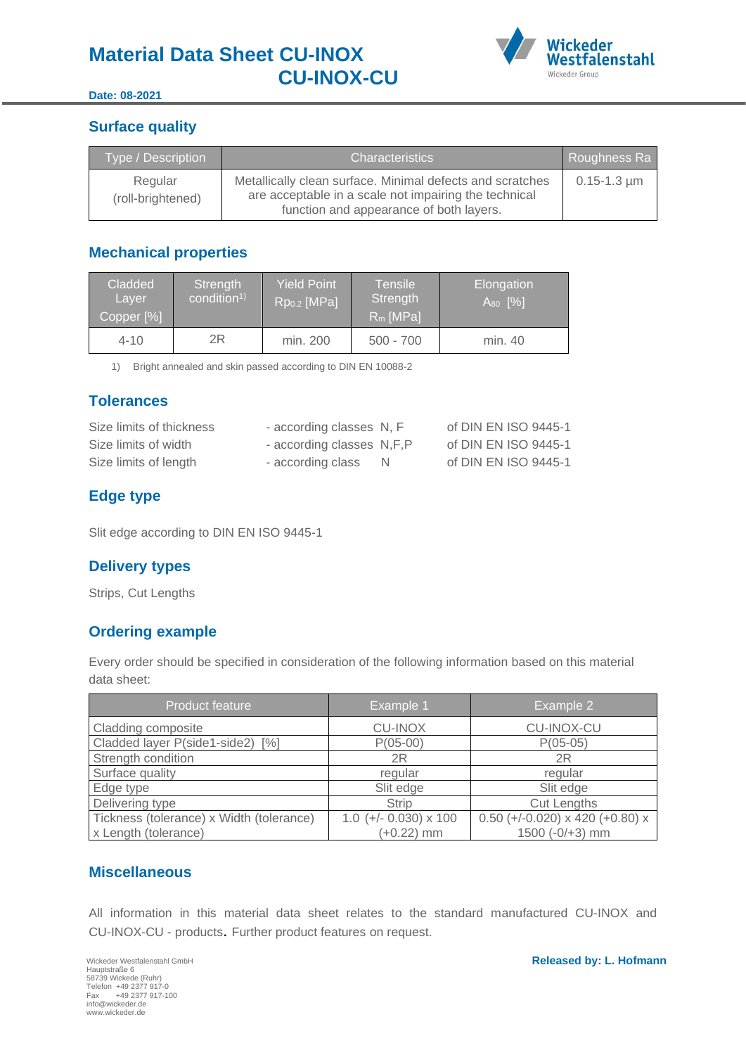# Material Data Sheet CU-INOX CU-INOX-CU

**Date: 08-2021**

## Surface quality

| Type / Description | Characteristics | Roughness Ra |
|---|---|---|
| Regular (roll-brightened) | Metallically clean surface. Minimal defects and scratches are acceptable in a scale not impairing the technical function and appearance of both layers. | 0.15-1.3 µm |

## Mechanical properties

| Cladded Layer Copper [%] | Strength condition[1] | Yield Point $Rp_{0.2}$ [MPa] | Tensile Strength $R_m$ [MPa] | Elongation $A_{80}$ [%] |
|---|---|---|---|---|
| 4-10 | 2R | min. 200 | 500 - 700 | min. 40 |

1) Bright annealed and skin passed according to DIN EN 10088-2

## Tolerances

Size limits of thickness - according classes N, F of DIN EN ISO 9445-1
Size limits of width - according classes N,F,P of DIN EN ISO 9445-1
Size limits of length - according class N of DIN EN ISO 9445-1

## Edge type

Slit edge according to DIN EN ISO 9445-1

## Delivery types

Strips, Cut Lengths

## Ordering example

Every order should be specified in consideration of the following information based on this material data sheet:

| Product feature | Example 1 | Example 2 |
|---|---|---|
| Cladding composite | CU-INOX | CU-INOX-CU |
| Cladded layer P(side1-side2) [%] | P(05-00) | P(05-05) |
| Strength condition | 2R | 2R |
| Surface quality | regular | regular |
| Edge type | Slit edge | Slit edge |
| Delivering type | Strip | Cut Lengths |
| Tickness (tolerance) x Width (tolerance) x Length (tolerance) | 1.0 (+/- 0.030) x 100 (+0.22) mm | 0.50 (+/-0.020) x 420 (+0.80) x 1500 (-0/+3) mm |

## Miscellaneous

All information in this material data sheet relates to the standard manufactured CU-INOX and CU-INOX-CU - products. Further product features on request.

Wickeder Westfalenstahl GmbH
Hauptstraße 6
58739 Wickede (Ruhr)
Telefon +49 2377 917-0
Fax +49 2377 917-100
info@wickeder.de
www.wickeder.de

**Released by: L. Hofmann**